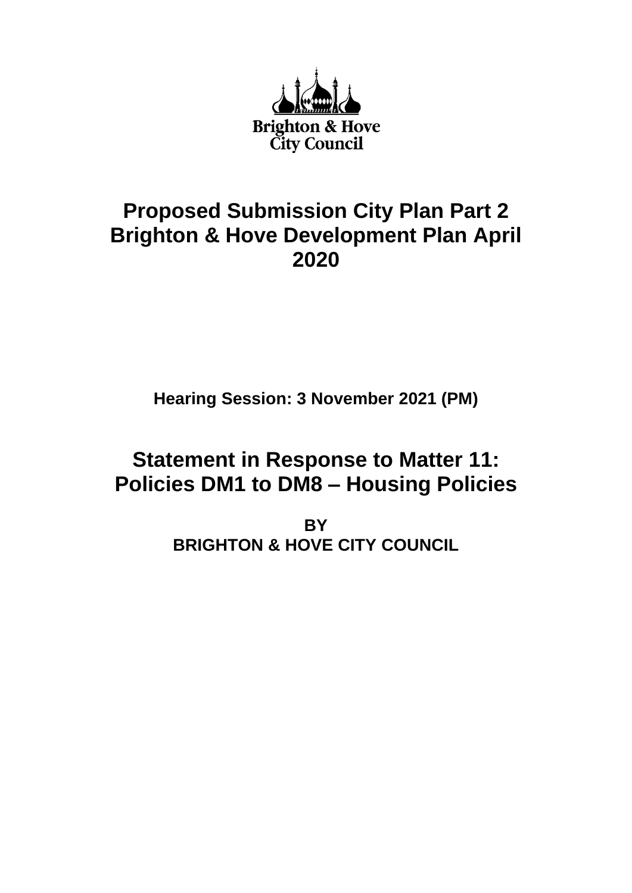Brighton & Hove City Council

# Proposed Submission City Plan Part 2 Brighton & Hove Development Plan April 2020

**Hearing Session: 3 November 2021 (PM)**

## Statement in Response to Matter 11: Policies DM1 to DM8 – Housing Policies

**BY**
**BRIGHTON & HOVE CITY COUNCIL**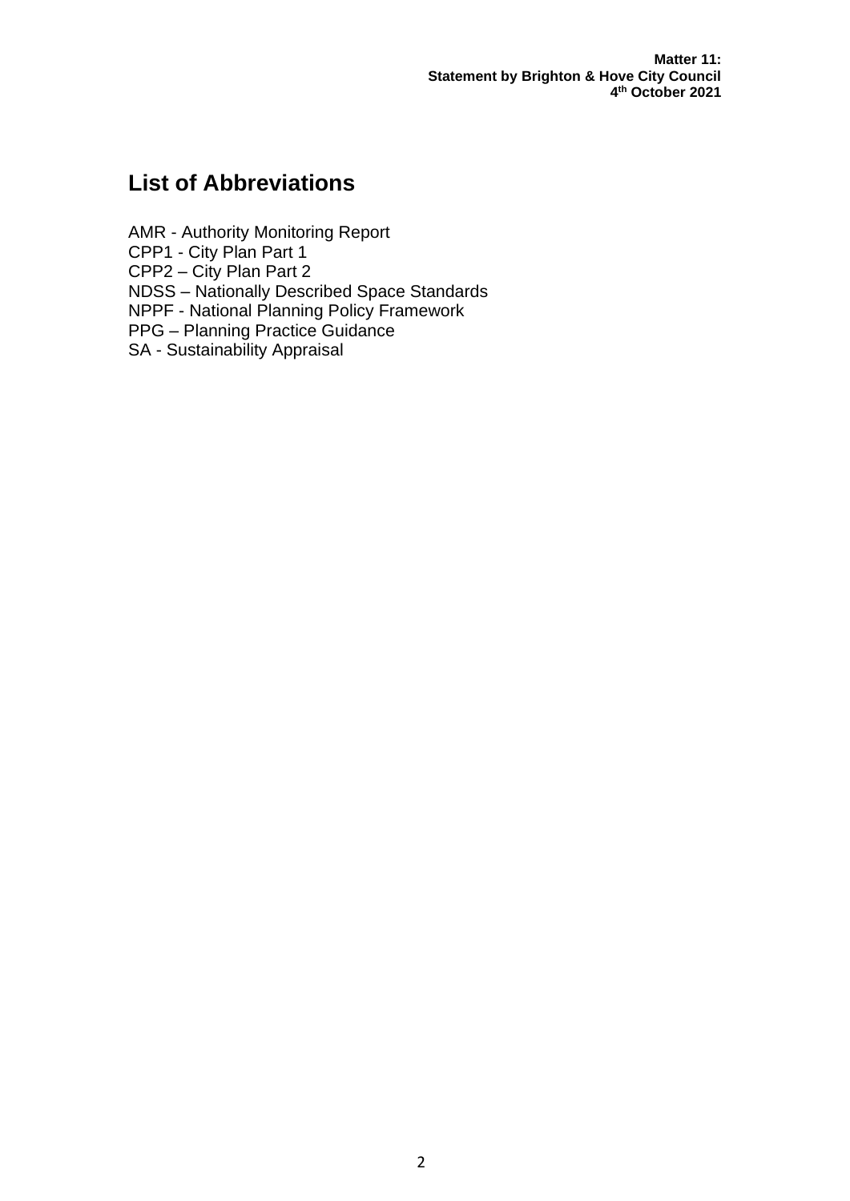# List of Abbreviations

AMR - Authority Monitoring Report
CPP1 - City Plan Part 1
CPP2 – City Plan Part 2
NDSS – Nationally Described Space Standards
NPPF - National Planning Policy Framework
PPG – Planning Practice Guidance
SA - Sustainability Appraisal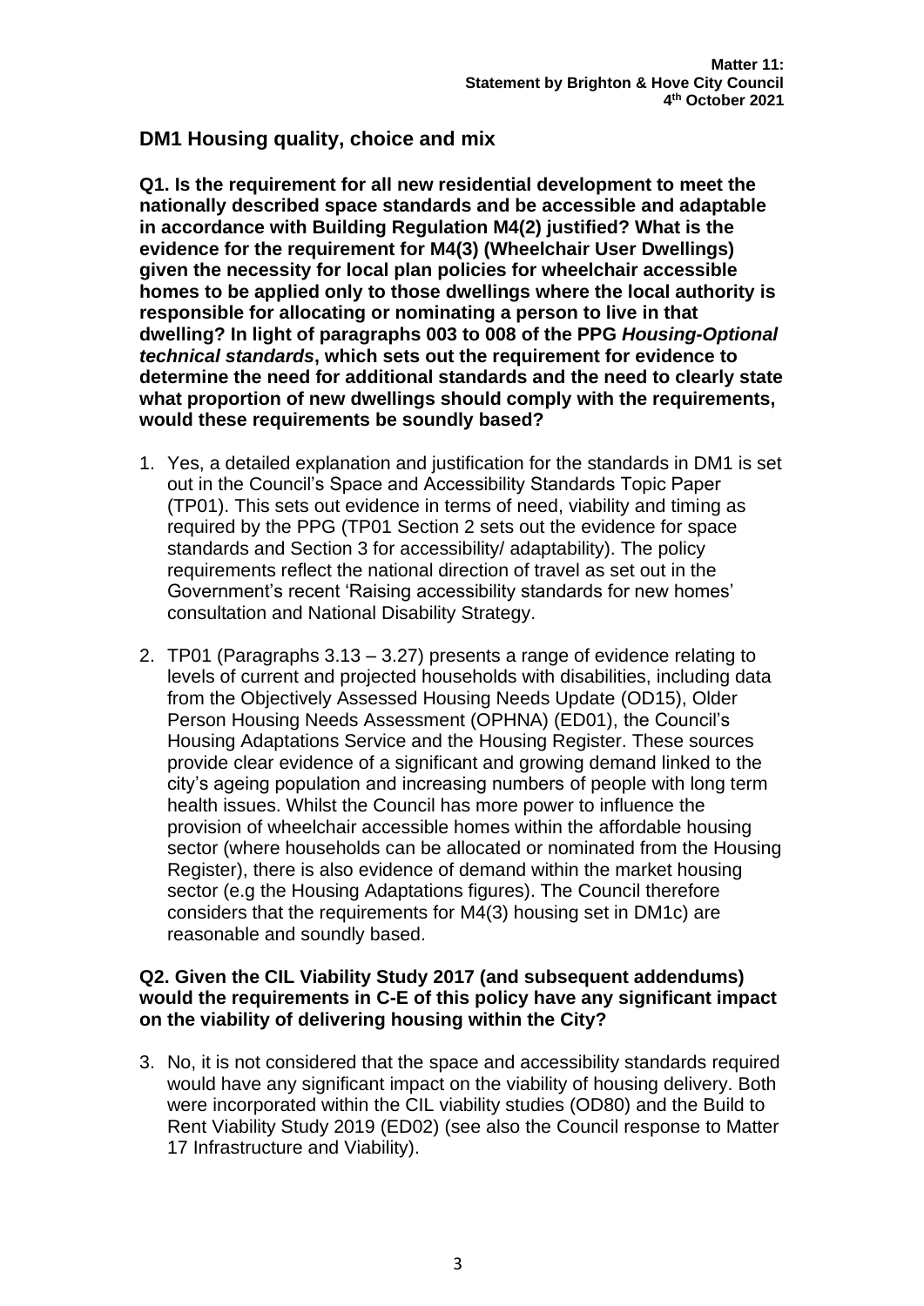## DM1 Housing quality, choice and mix

**Q1. Is the requirement for all new residential development to meet the nationally described space standards and be accessible and adaptable in accordance with Building Regulation M4(2) justified? What is the evidence for the requirement for M4(3) (Wheelchair User Dwellings) given the necessity for local plan policies for wheelchair accessible homes to be applied only to those dwellings where the local authority is responsible for allocating or nominating a person to live in that dwelling? In light of paragraphs 003 to 008 of the PPG *Housing-Optional technical standards*, which sets out the requirement for evidence to determine the need for additional standards and the need to clearly state what proportion of new dwellings should comply with the requirements, would these requirements be soundly based?**

1. Yes, a detailed explanation and justification for the standards in DM1 is set out in the Council's Space and Accessibility Standards Topic Paper (TP01). This sets out evidence in terms of need, viability and timing as required by the PPG (TP01 Section 2 sets out the evidence for space standards and Section 3 for accessibility/ adaptability). The policy requirements reflect the national direction of travel as set out in the Government's recent 'Raising accessibility standards for new homes' consultation and National Disability Strategy.

2. TP01 (Paragraphs 3.13 – 3.27) presents a range of evidence relating to levels of current and projected households with disabilities, including data from the Objectively Assessed Housing Needs Update (OD15), Older Person Housing Needs Assessment (OPHNA) (ED01), the Council's Housing Adaptations Service and the Housing Register. These sources provide clear evidence of a significant and growing demand linked to the city's ageing population and increasing numbers of people with long term health issues. Whilst the Council has more power to influence the provision of wheelchair accessible homes within the affordable housing sector (where households can be allocated or nominated from the Housing Register), there is also evidence of demand within the market housing sector (e.g the Housing Adaptations figures). The Council therefore considers that the requirements for M4(3) housing set in DM1c) are reasonable and soundly based.

**Q2. Given the CIL Viability Study 2017 (and subsequent addendums) would the requirements in C-E of this policy have any significant impact on the viability of delivering housing within the City?**

3. No, it is not considered that the space and accessibility standards required would have any significant impact on the viability of housing delivery. Both were incorporated within the CIL viability studies (OD80) and the Build to Rent Viability Study 2019 (ED02) (see also the Council response to Matter 17 Infrastructure and Viability).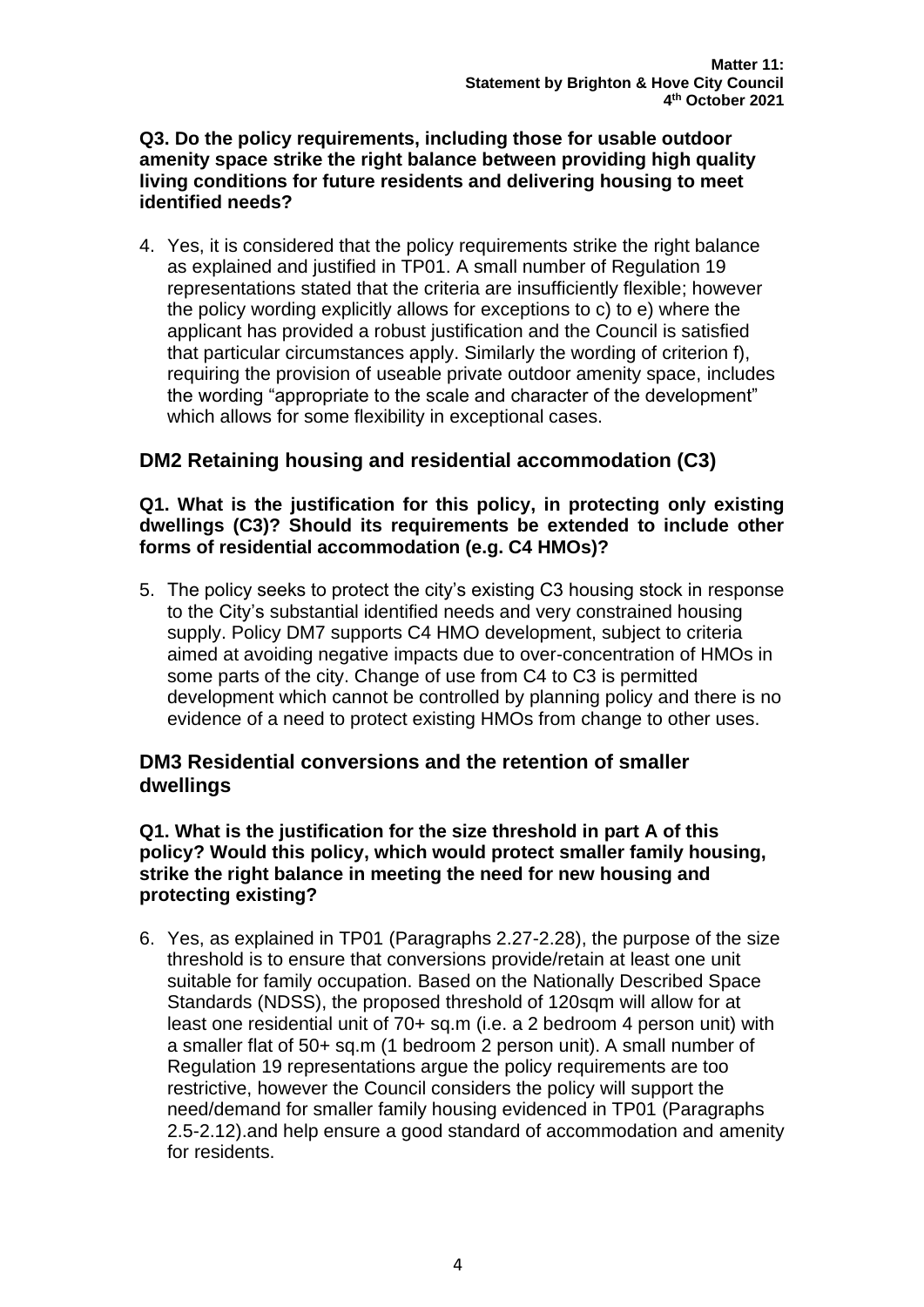**Q3. Do the policy requirements, including those for usable outdoor amenity space strike the right balance between providing high quality living conditions for future residents and delivering housing to meet identified needs?**

4. Yes, it is considered that the policy requirements strike the right balance as explained and justified in TP01. A small number of Regulation 19 representations stated that the criteria are insufficiently flexible; however the policy wording explicitly allows for exceptions to c) to e) where the applicant has provided a robust justification and the Council is satisfied that particular circumstances apply. Similarly the wording of criterion f), requiring the provision of useable private outdoor amenity space, includes the wording "appropriate to the scale and character of the development" which allows for some flexibility in exceptional cases.

## DM2 Retaining housing and residential accommodation (C3)

**Q1. What is the justification for this policy, in protecting only existing dwellings (C3)? Should its requirements be extended to include other forms of residential accommodation (e.g. C4 HMOs)?**

5. The policy seeks to protect the city's existing C3 housing stock in response to the City's substantial identified needs and very constrained housing supply. Policy DM7 supports C4 HMO development, subject to criteria aimed at avoiding negative impacts due to over-concentration of HMOs in some parts of the city. Change of use from C4 to C3 is permitted development which cannot be controlled by planning policy and there is no evidence of a need to protect existing HMOs from change to other uses.

## DM3 Residential conversions and the retention of smaller dwellings

**Q1. What is the justification for the size threshold in part A of this policy? Would this policy, which would protect smaller family housing, strike the right balance in meeting the need for new housing and protecting existing?**

6. Yes, as explained in TP01 (Paragraphs 2.27-2.28), the purpose of the size threshold is to ensure that conversions provide/retain at least one unit suitable for family occupation. Based on the Nationally Described Space Standards (NDSS), the proposed threshold of 120sqm will allow for at least one residential unit of 70+ sq.m (i.e. a 2 bedroom 4 person unit) with a smaller flat of 50+ sq.m (1 bedroom 2 person unit). A small number of Regulation 19 representations argue the policy requirements are too restrictive, however the Council considers the policy will support the need/demand for smaller family housing evidenced in TP01 (Paragraphs 2.5-2.12).and help ensure a good standard of accommodation and amenity for residents.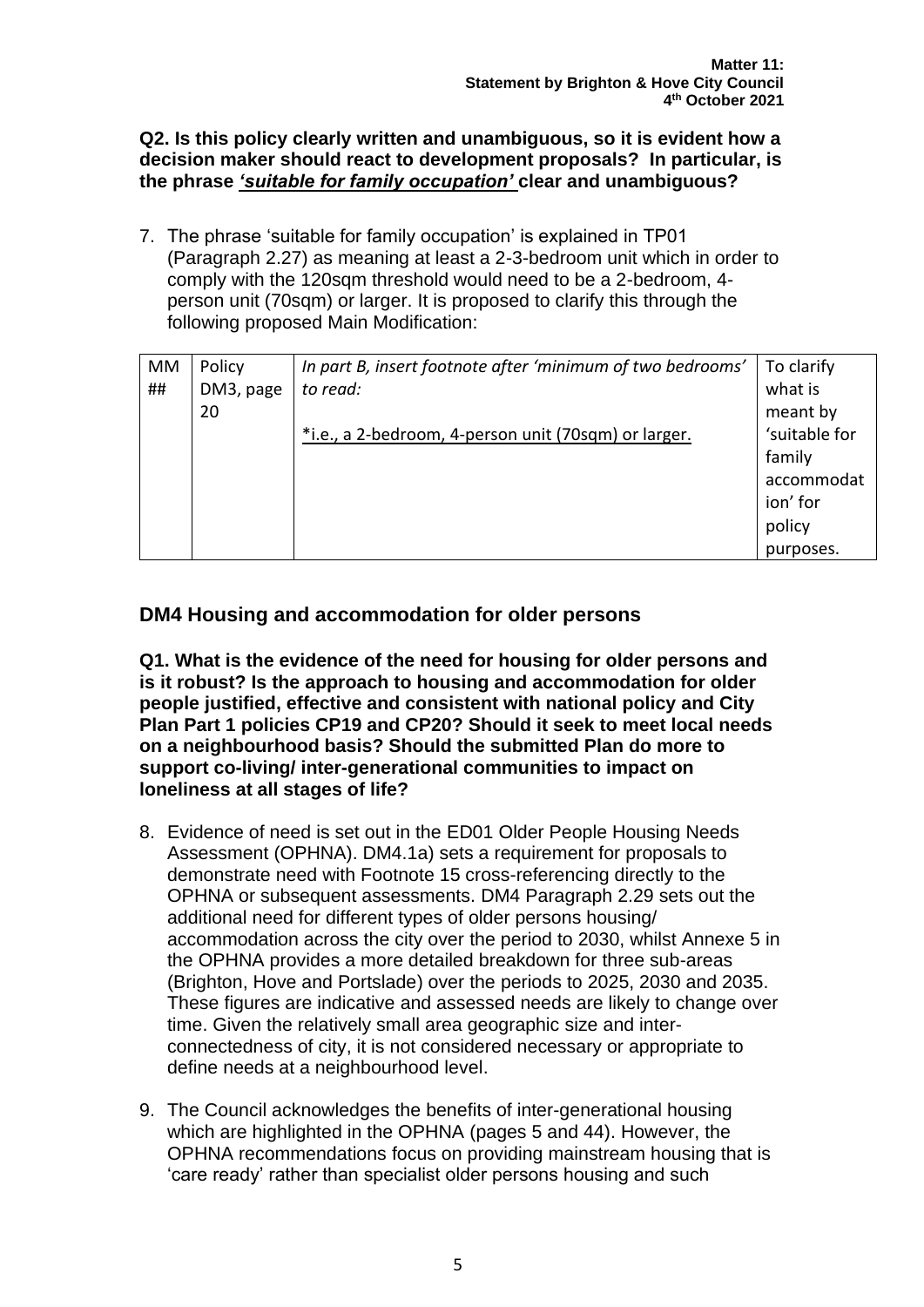**Q2. Is this policy clearly written and unambiguous, so it is evident how a decision maker should react to development proposals? In particular, is the phrase *'suitable for family occupation'* clear and unambiguous?**

7. The phrase 'suitable for family occupation' is explained in TP01 (Paragraph 2.27) as meaning at least a 2-3-bedroom unit which in order to comply with the 120sqm threshold would need to be a 2-bedroom, 4-person unit (70sqm) or larger. It is proposed to clarify this through the following proposed Main Modification:

| MM ## | Policy DM3, page 20 | *In part B, insert footnote after 'minimum of two bedrooms' to read:*<br><br>*i.e., a 2-bedroom, 4-person unit (70sqm) or larger. | To clarify what is meant by 'suitable for family accommodation' for policy purposes. |
|---|---|---|---|

## DM4 Housing and accommodation for older persons

**Q1. What is the evidence of the need for housing for older persons and is it robust? Is the approach to housing and accommodation for older people justified, effective and consistent with national policy and City Plan Part 1 policies CP19 and CP20? Should it seek to meet local needs on a neighbourhood basis? Should the submitted Plan do more to support co-living/ inter-generational communities to impact on loneliness at all stages of life?**

8. Evidence of need is set out in the ED01 Older People Housing Needs Assessment (OPHNA). DM4.1a) sets a requirement for proposals to demonstrate need with Footnote 15 cross-referencing directly to the OPHNA or subsequent assessments. DM4 Paragraph 2.29 sets out the additional need for different types of older persons housing/ accommodation across the city over the period to 2030, whilst Annexe 5 in the OPHNA provides a more detailed breakdown for three sub-areas (Brighton, Hove and Portslade) over the periods to 2025, 2030 and 2035. These figures are indicative and assessed needs are likely to change over time. Given the relatively small area geographic size and inter-connectedness of city, it is not considered necessary or appropriate to define needs at a neighbourhood level.

9. The Council acknowledges the benefits of inter-generational housing which are highlighted in the OPHNA (pages 5 and 44). However, the OPHNA recommendations focus on providing mainstream housing that is 'care ready' rather than specialist older persons housing and such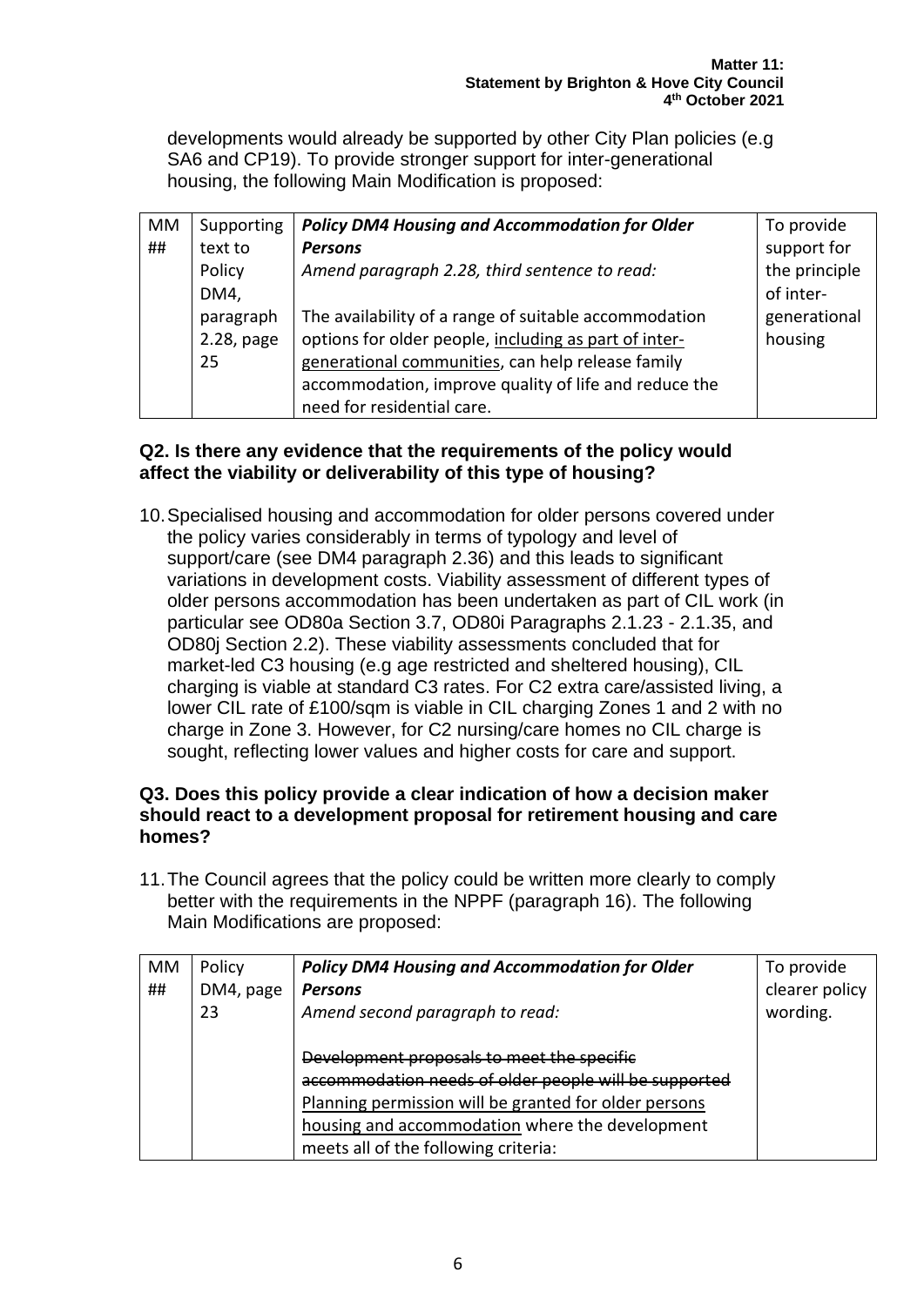developments would already be supported by other City Plan policies (e.g SA6 and CP19). To provide stronger support for inter-generational housing, the following Main Modification is proposed:

| MM ## | Supporting text to Policy DM4, paragraph 2.28, page 25 | ***Policy DM4 Housing and Accommodation for Older Persons*** *Amend paragraph 2.28, third sentence to read:* The availability of a range of suitable accommodation options for older people, <u>including as part of inter-generational communities</u>, can help release family accommodation, improve quality of life and reduce the need for residential care. | To provide support for the principle of inter-generational housing |
|---|---|---|---|

**Q2. Is there any evidence that the requirements of the policy would affect the viability or deliverability of this type of housing?**

10. Specialised housing and accommodation for older persons covered under the policy varies considerably in terms of typology and level of support/care (see DM4 paragraph 2.36) and this leads to significant variations in development costs. Viability assessment of different types of older persons accommodation has been undertaken as part of CIL work (in particular see OD80a Section 3.7, OD80i Paragraphs 2.1.23 - 2.1.35, and OD80j Section 2.2). These viability assessments concluded that for market-led C3 housing (e.g age restricted and sheltered housing), CIL charging is viable at standard C3 rates. For C2 extra care/assisted living, a lower CIL rate of £100/sqm is viable in CIL charging Zones 1 and 2 with no charge in Zone 3. However, for C2 nursing/care homes no CIL charge is sought, reflecting lower values and higher costs for care and support.

**Q3. Does this policy provide a clear indication of how a decision maker should react to a development proposal for retirement housing and care homes?**

11. The Council agrees that the policy could be written more clearly to comply better with the requirements in the NPPF (paragraph 16). The following Main Modifications are proposed:

| MM ## | Policy DM4, page 23 | ***Policy DM4 Housing and Accommodation for Older Persons*** *Amend second paragraph to read:* ~~Development proposals to meet the specific accommodation needs of older people will be supported~~ <u>Planning permission will be granted for older persons housing and accommodation</u> where the development meets all of the following criteria: | To provide clearer policy wording. |
|---|---|---|---|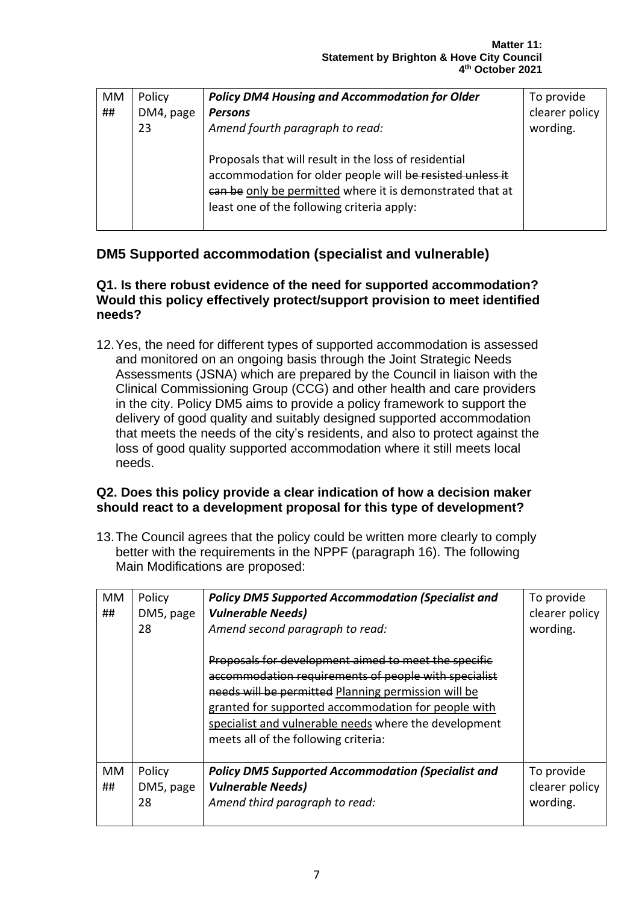| MM ## | Policy DM4, page 23 | ***Policy DM4 Housing and Accommodation for Older Persons*** *Amend fourth paragraph to read:* Proposals that will result in the loss of residential accommodation for older people will ~~be resisted unless it can be~~ only be permitted where it is demonstrated that at least one of the following criteria apply: | To provide clearer policy wording. |
|---|---|---|---|

## DM5 Supported accommodation (specialist and vulnerable)

### Q1. Is there robust evidence of the need for supported accommodation? Would this policy effectively protect/support provision to meet identified needs?

12. Yes, the need for different types of supported accommodation is assessed and monitored on an ongoing basis through the Joint Strategic Needs Assessments (JSNA) which are prepared by the Council in liaison with the Clinical Commissioning Group (CCG) and other health and care providers in the city. Policy DM5 aims to provide a policy framework to support the delivery of good quality and suitably designed supported accommodation that meets the needs of the city's residents, and also to protect against the loss of good quality supported accommodation where it still meets local needs.

### Q2. Does this policy provide a clear indication of how a decision maker should react to a development proposal for this type of development?

13. The Council agrees that the policy could be written more clearly to comply better with the requirements in the NPPF (paragraph 16). The following Main Modifications are proposed:

| MM ## | Policy DM5, page 28 | ***Policy DM5 Supported Accommodation (Specialist and Vulnerable Needs)*** *Amend second paragraph to read:* ~~Proposals for development aimed to meet the specific accommodation requirements of people with specialist needs will be permitted~~ Planning permission will be granted for supported accommodation for people with specialist and vulnerable needs where the development meets all of the following criteria: | To provide clearer policy wording. |
|---|---|---|---|
| MM ## | Policy DM5, page 28 | ***Policy DM5 Supported Accommodation (Specialist and Vulnerable Needs)*** *Amend third paragraph to read:* | To provide clearer policy wording. |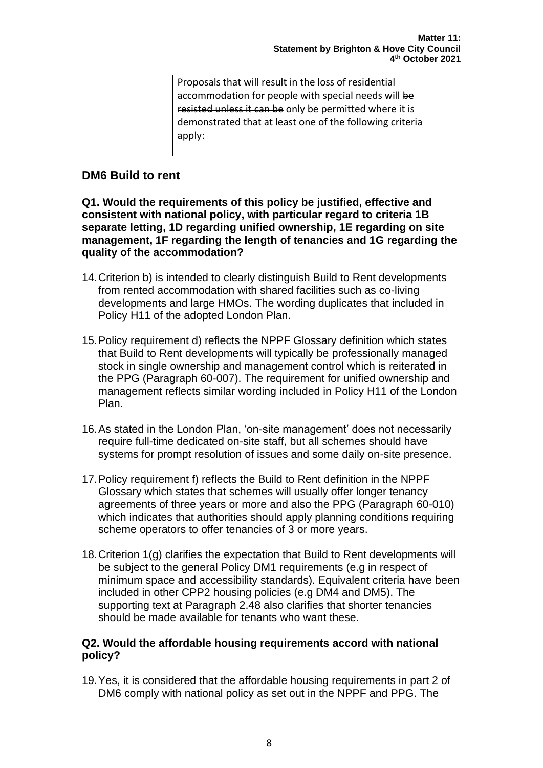| | | Proposals that will result in the loss of residential accommodation for people with special needs will ~~be resisted unless it can be~~ only be permitted where it is demonstrated that at least one of the following criteria apply: | |
|---|---|---|---|

## DM6 Build to rent

**Q1. Would the requirements of this policy be justified, effective and consistent with national policy, with particular regard to criteria 1B separate letting, 1D regarding unified ownership, 1E regarding on site management, 1F regarding the length of tenancies and 1G regarding the quality of the accommodation?**

14. Criterion b) is intended to clearly distinguish Build to Rent developments from rented accommodation with shared facilities such as co-living developments and large HMOs. The wording duplicates that included in Policy H11 of the adopted London Plan.

15. Policy requirement d) reflects the NPPF Glossary definition which states that Build to Rent developments will typically be professionally managed stock in single ownership and management control which is reiterated in the PPG (Paragraph 60-007). The requirement for unified ownership and management reflects similar wording included in Policy H11 of the London Plan.

16. As stated in the London Plan, 'on-site management' does not necessarily require full-time dedicated on-site staff, but all schemes should have systems for prompt resolution of issues and some daily on-site presence.

17. Policy requirement f) reflects the Build to Rent definition in the NPPF Glossary which states that schemes will usually offer longer tenancy agreements of three years or more and also the PPG (Paragraph 60-010) which indicates that authorities should apply planning conditions requiring scheme operators to offer tenancies of 3 or more years.

18. Criterion 1(g) clarifies the expectation that Build to Rent developments will be subject to the general Policy DM1 requirements (e.g in respect of minimum space and accessibility standards). Equivalent criteria have been included in other CPP2 housing policies (e.g DM4 and DM5). The supporting text at Paragraph 2.48 also clarifies that shorter tenancies should be made available for tenants who want these.

**Q2. Would the affordable housing requirements accord with national policy?**

19. Yes, it is considered that the affordable housing requirements in part 2 of DM6 comply with national policy as set out in the NPPF and PPG. The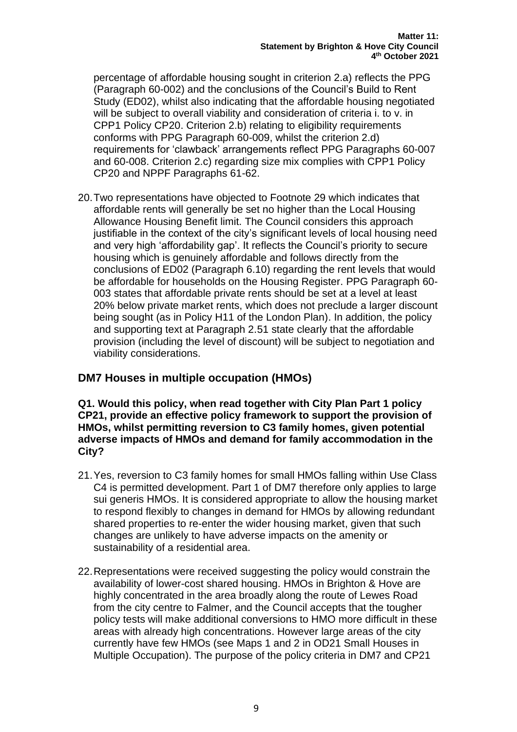percentage of affordable housing sought in criterion 2.a) reflects the PPG (Paragraph 60-002) and the conclusions of the Council's Build to Rent Study (ED02), whilst also indicating that the affordable housing negotiated will be subject to overall viability and consideration of criteria i. to v. in CPP1 Policy CP20. Criterion 2.b) relating to eligibility requirements conforms with PPG Paragraph 60-009, whilst the criterion 2.d) requirements for 'clawback' arrangements reflect PPG Paragraphs 60-007 and 60-008. Criterion 2.c) regarding size mix complies with CPP1 Policy CP20 and NPPF Paragraphs 61-62.

20. Two representations have objected to Footnote 29 which indicates that affordable rents will generally be set no higher than the Local Housing Allowance Housing Benefit limit. The Council considers this approach justifiable in the context of the city's significant levels of local housing need and very high 'affordability gap'. It reflects the Council's priority to secure housing which is genuinely affordable and follows directly from the conclusions of ED02 (Paragraph 6.10) regarding the rent levels that would be affordable for households on the Housing Register. PPG Paragraph 60-003 states that affordable private rents should be set at a level at least 20% below private market rents, which does not preclude a larger discount being sought (as in Policy H11 of the London Plan). In addition, the policy and supporting text at Paragraph 2.51 state clearly that the affordable provision (including the level of discount) will be subject to negotiation and viability considerations.

## DM7 Houses in multiple occupation (HMOs)

**Q1. Would this policy, when read together with City Plan Part 1 policy CP21, provide an effective policy framework to support the provision of HMOs, whilst permitting reversion to C3 family homes, given potential adverse impacts of HMOs and demand for family accommodation in the City?**

21. Yes, reversion to C3 family homes for small HMOs falling within Use Class C4 is permitted development. Part 1 of DM7 therefore only applies to large sui generis HMOs. It is considered appropriate to allow the housing market to respond flexibly to changes in demand for HMOs by allowing redundant shared properties to re-enter the wider housing market, given that such changes are unlikely to have adverse impacts on the amenity or sustainability of a residential area.

22. Representations were received suggesting the policy would constrain the availability of lower-cost shared housing. HMOs in Brighton & Hove are highly concentrated in the area broadly along the route of Lewes Road from the city centre to Falmer, and the Council accepts that the tougher policy tests will make additional conversions to HMO more difficult in these areas with already high concentrations. However large areas of the city currently have few HMOs (see Maps 1 and 2 in OD21 Small Houses in Multiple Occupation). The purpose of the policy criteria in DM7 and CP21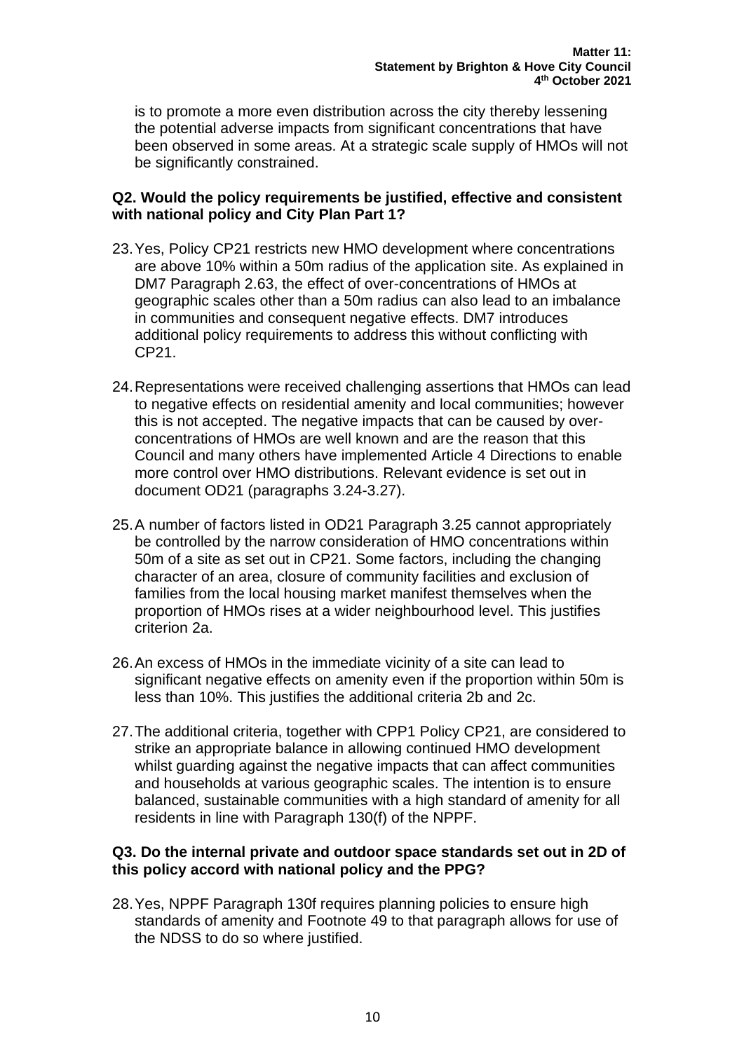is to promote a more even distribution across the city thereby lessening the potential adverse impacts from significant concentrations that have been observed in some areas. At a strategic scale supply of HMOs will not be significantly constrained.

**Q2. Would the policy requirements be justified, effective and consistent with national policy and City Plan Part 1?**

23. Yes, Policy CP21 restricts new HMO development where concentrations are above 10% within a 50m radius of the application site. As explained in DM7 Paragraph 2.63, the effect of over-concentrations of HMOs at geographic scales other than a 50m radius can also lead to an imbalance in communities and consequent negative effects. DM7 introduces additional policy requirements to address this without conflicting with CP21.

24. Representations were received challenging assertions that HMOs can lead to negative effects on residential amenity and local communities; however this is not accepted. The negative impacts that can be caused by over-concentrations of HMOs are well known and are the reason that this Council and many others have implemented Article 4 Directions to enable more control over HMO distributions. Relevant evidence is set out in document OD21 (paragraphs 3.24-3.27).

25. A number of factors listed in OD21 Paragraph 3.25 cannot appropriately be controlled by the narrow consideration of HMO concentrations within 50m of a site as set out in CP21. Some factors, including the changing character of an area, closure of community facilities and exclusion of families from the local housing market manifest themselves when the proportion of HMOs rises at a wider neighbourhood level. This justifies criterion 2a.

26. An excess of HMOs in the immediate vicinity of a site can lead to significant negative effects on amenity even if the proportion within 50m is less than 10%. This justifies the additional criteria 2b and 2c.

27. The additional criteria, together with CPP1 Policy CP21, are considered to strike an appropriate balance in allowing continued HMO development whilst guarding against the negative impacts that can affect communities and households at various geographic scales. The intention is to ensure balanced, sustainable communities with a high standard of amenity for all residents in line with Paragraph 130(f) of the NPPF.

**Q3. Do the internal private and outdoor space standards set out in 2D of this policy accord with national policy and the PPG?**

28. Yes, NPPF Paragraph 130f requires planning policies to ensure high standards of amenity and Footnote 49 to that paragraph allows for use of the NDSS to do so where justified.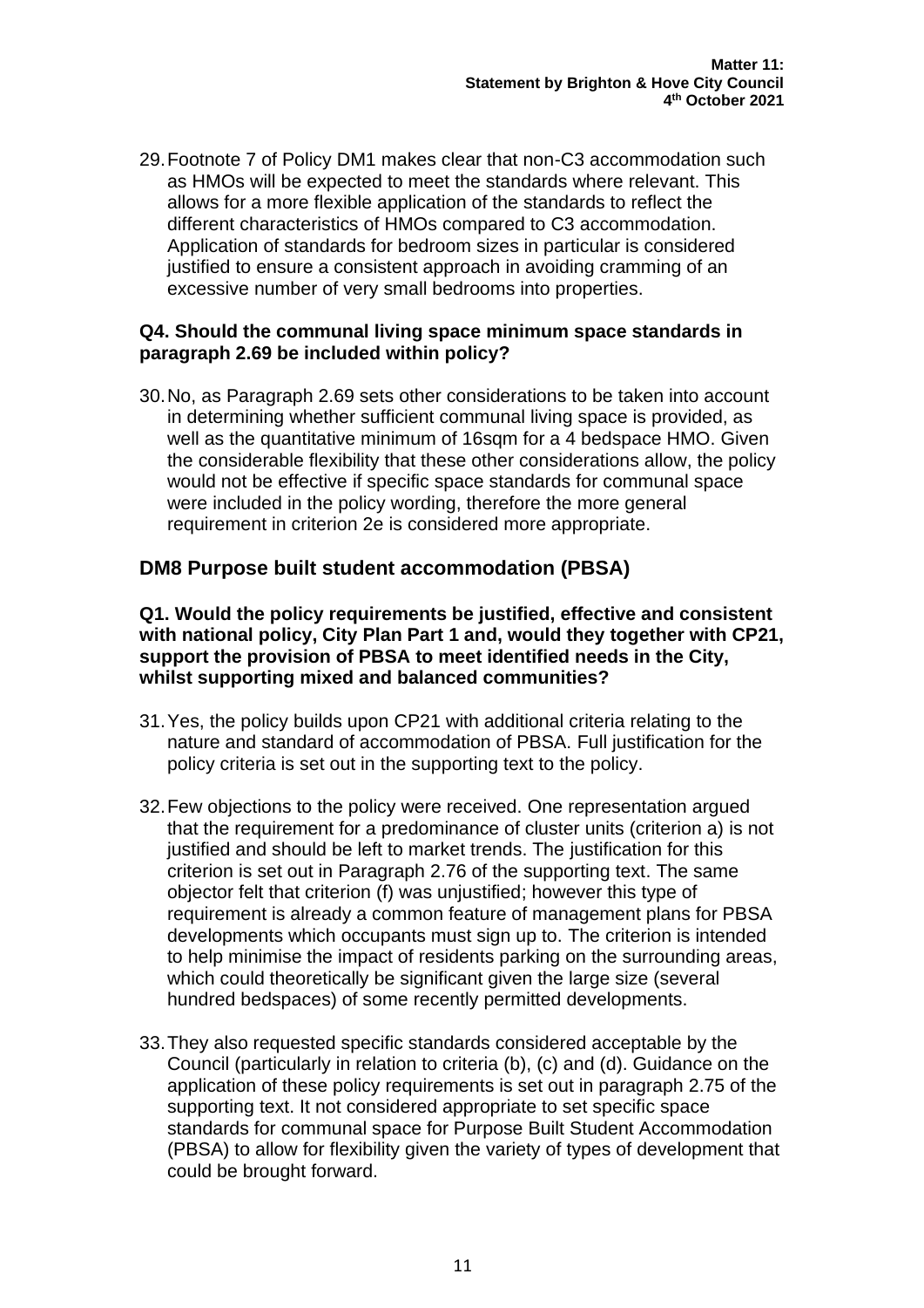29. Footnote 7 of Policy DM1 makes clear that non-C3 accommodation such as HMOs will be expected to meet the standards where relevant. This allows for a more flexible application of the standards to reflect the different characteristics of HMOs compared to C3 accommodation. Application of standards for bedroom sizes in particular is considered justified to ensure a consistent approach in avoiding cramming of an excessive number of very small bedrooms into properties.

**Q4. Should the communal living space minimum space standards in paragraph 2.69 be included within policy?**

30. No, as Paragraph 2.69 sets other considerations to be taken into account in determining whether sufficient communal living space is provided, as well as the quantitative minimum of 16sqm for a 4 bedspace HMO. Given the considerable flexibility that these other considerations allow, the policy would not be effective if specific space standards for communal space were included in the policy wording, therefore the more general requirement in criterion 2e is considered more appropriate.

## DM8 Purpose built student accommodation (PBSA)

**Q1. Would the policy requirements be justified, effective and consistent with national policy, City Plan Part 1 and, would they together with CP21, support the provision of PBSA to meet identified needs in the City, whilst supporting mixed and balanced communities?**

31. Yes, the policy builds upon CP21 with additional criteria relating to the nature and standard of accommodation of PBSA. Full justification for the policy criteria is set out in the supporting text to the policy.

32. Few objections to the policy were received. One representation argued that the requirement for a predominance of cluster units (criterion a) is not justified and should be left to market trends. The justification for this criterion is set out in Paragraph 2.76 of the supporting text. The same objector felt that criterion (f) was unjustified; however this type of requirement is already a common feature of management plans for PBSA developments which occupants must sign up to. The criterion is intended to help minimise the impact of residents parking on the surrounding areas, which could theoretically be significant given the large size (several hundred bedspaces) of some recently permitted developments.

33. They also requested specific standards considered acceptable by the Council (particularly in relation to criteria (b), (c) and (d). Guidance on the application of these policy requirements is set out in paragraph 2.75 of the supporting text. It not considered appropriate to set specific space standards for communal space for Purpose Built Student Accommodation (PBSA) to allow for flexibility given the variety of types of development that could be brought forward.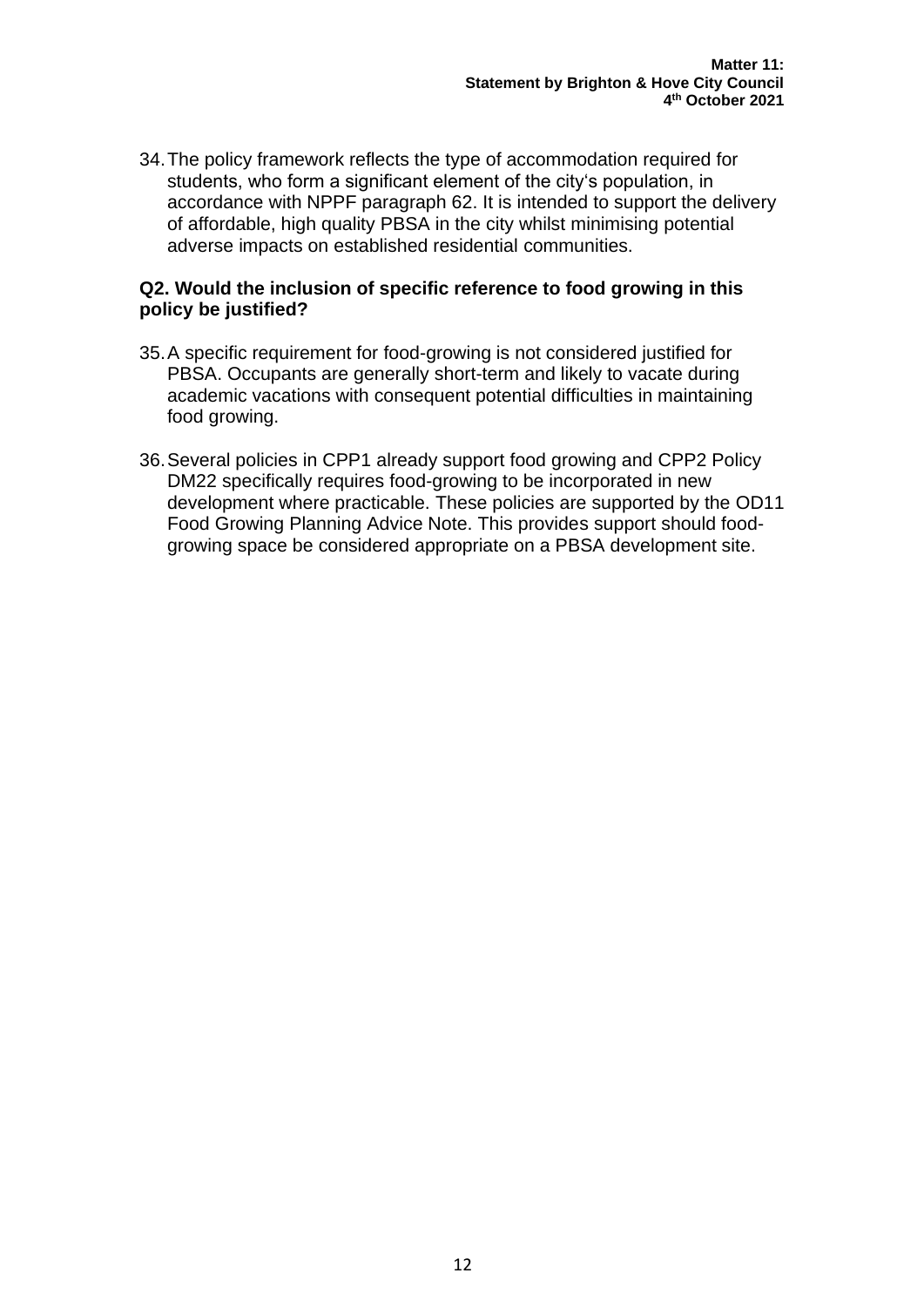34. The policy framework reflects the type of accommodation required for students, who form a significant element of the city's population, in accordance with NPPF paragraph 62. It is intended to support the delivery of affordable, high quality PBSA in the city whilst minimising potential adverse impacts on established residential communities.

**Q2. Would the inclusion of specific reference to food growing in this policy be justified?**

35. A specific requirement for food-growing is not considered justified for PBSA. Occupants are generally short-term and likely to vacate during academic vacations with consequent potential difficulties in maintaining food growing.

36. Several policies in CPP1 already support food growing and CPP2 Policy DM22 specifically requires food-growing to be incorporated in new development where practicable. These policies are supported by the OD11 Food Growing Planning Advice Note. This provides support should food-growing space be considered appropriate on a PBSA development site.